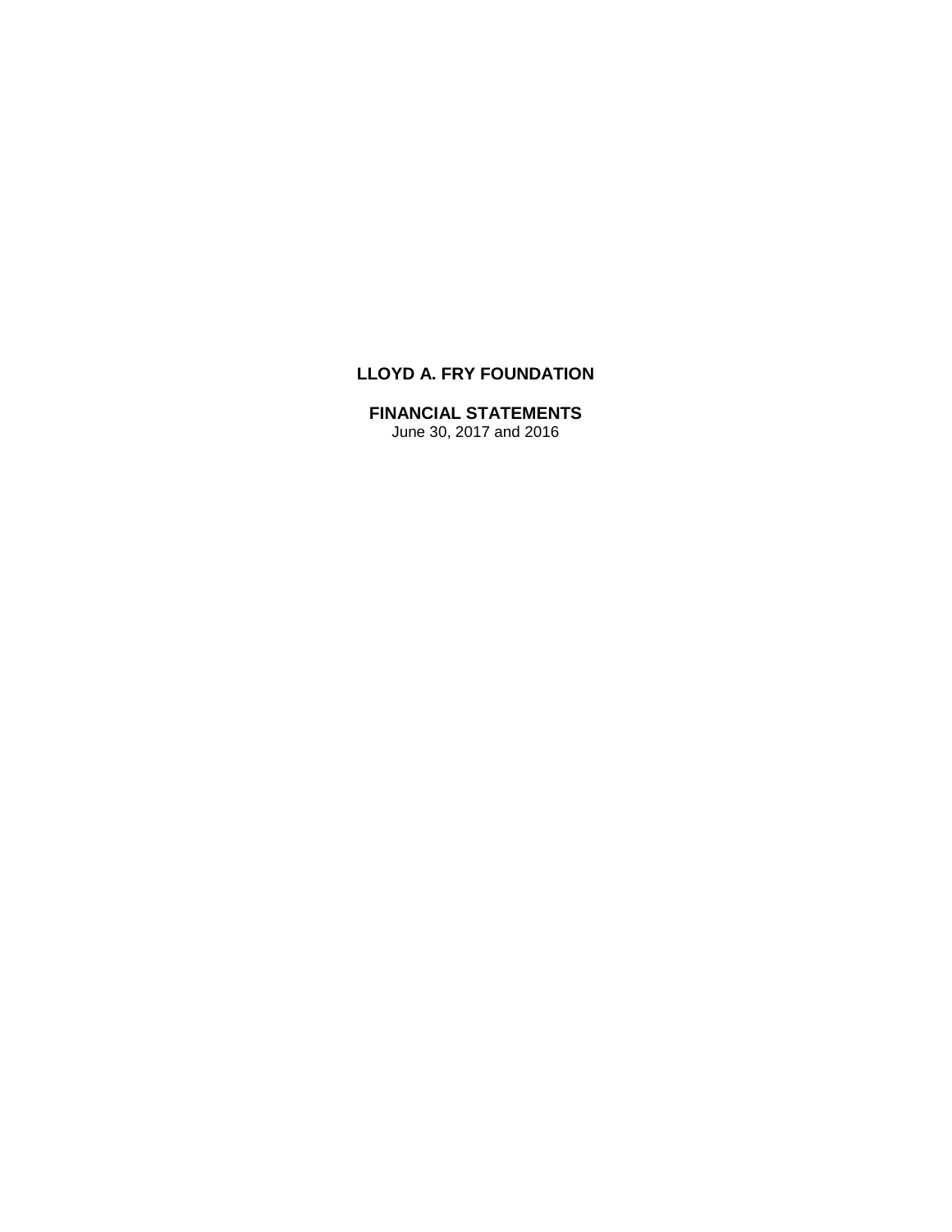# LLOYD A. FRY FOUNDATION

## FINANCIAL STATEMENTS

June 30, 2017 and 2016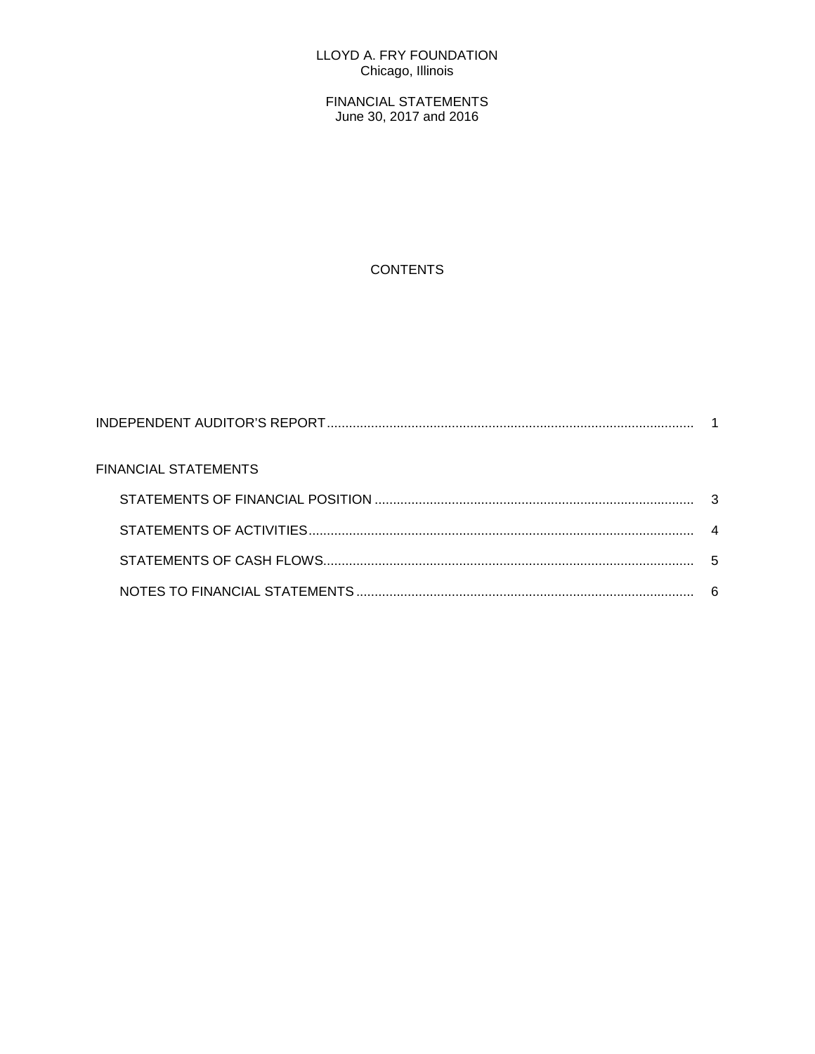LLOYD A. FRY FOUNDATION
Chicago, Illinois

FINANCIAL STATEMENTS
June 30, 2017 and 2016

CONTENTS

| | |
|---|---|
| INDEPENDENT AUDITOR'S REPORT | 1 |
| FINANCIAL STATEMENTS | |
| STATEMENTS OF FINANCIAL POSITION | 3 |
| STATEMENTS OF ACTIVITIES | 4 |
| STATEMENTS OF CASH FLOWS | 5 |
| NOTES TO FINANCIAL STATEMENTS | 6 |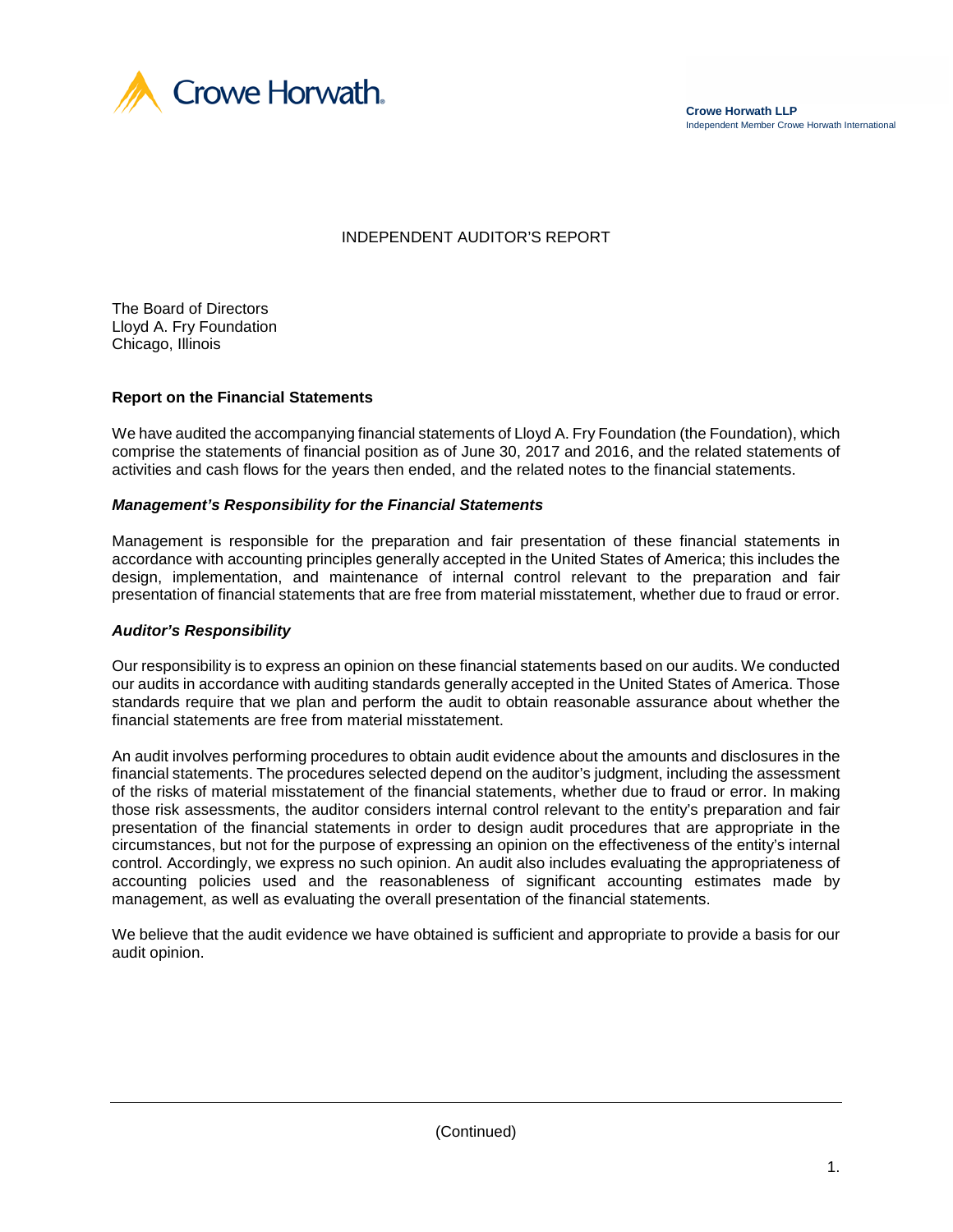Crowe Horwath.

**Crowe Horwath LLP**
Independent Member Crowe Horwath International

# INDEPENDENT AUDITOR'S REPORT

The Board of Directors
Lloyd A. Fry Foundation
Chicago, Illinois

## Report on the Financial Statements

We have audited the accompanying financial statements of Lloyd A. Fry Foundation (the Foundation), which comprise the statements of financial position as of June 30, 2017 and 2016, and the related statements of activities and cash flows for the years then ended, and the related notes to the financial statements.

### *Management's Responsibility for the Financial Statements*

Management is responsible for the preparation and fair presentation of these financial statements in accordance with accounting principles generally accepted in the United States of America; this includes the design, implementation, and maintenance of internal control relevant to the preparation and fair presentation of financial statements that are free from material misstatement, whether due to fraud or error.

### *Auditor's Responsibility*

Our responsibility is to express an opinion on these financial statements based on our audits. We conducted our audits in accordance with auditing standards generally accepted in the United States of America. Those standards require that we plan and perform the audit to obtain reasonable assurance about whether the financial statements are free from material misstatement.

An audit involves performing procedures to obtain audit evidence about the amounts and disclosures in the financial statements. The procedures selected depend on the auditor's judgment, including the assessment of the risks of material misstatement of the financial statements, whether due to fraud or error. In making those risk assessments, the auditor considers internal control relevant to the entity's preparation and fair presentation of the financial statements in order to design audit procedures that are appropriate in the circumstances, but not for the purpose of expressing an opinion on the effectiveness of the entity's internal control. Accordingly, we express no such opinion. An audit also includes evaluating the appropriateness of accounting policies used and the reasonableness of significant accounting estimates made by management, as well as evaluating the overall presentation of the financial statements.

We believe that the audit evidence we have obtained is sufficient and appropriate to provide a basis for our audit opinion.

(Continued)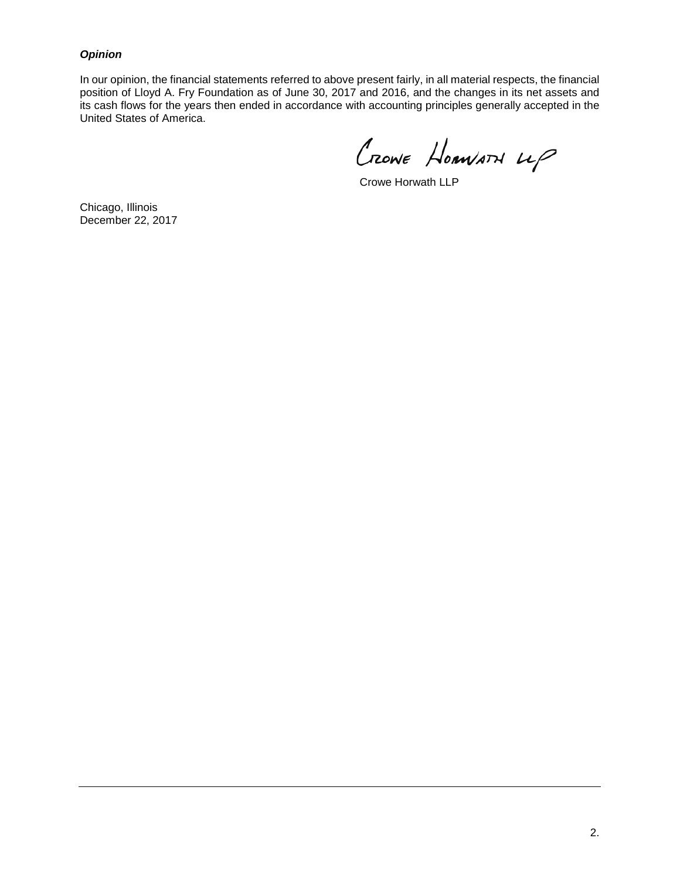***Opinion***

In our opinion, the financial statements referred to above present fairly, in all material respects, the financial position of Lloyd A. Fry Foundation as of June 30, 2017 and 2016, and the changes in its net assets and its cash flows for the years then ended in accordance with accounting principles generally accepted in the United States of America.

Crowe Horwath LLP

Crowe Horwath LLP

Chicago, Illinois
December 22, 2017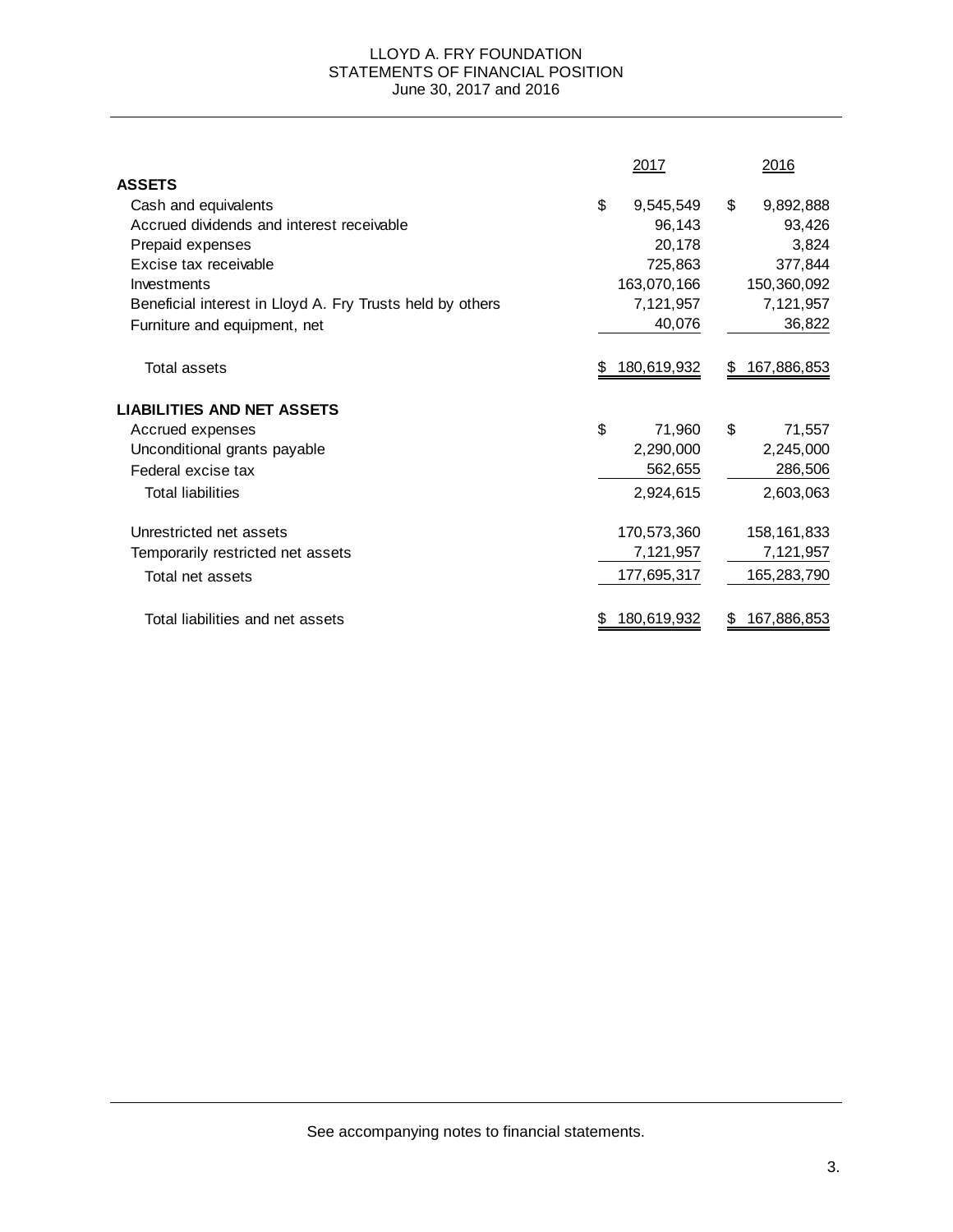# LLOYD A. FRY FOUNDATION
## STATEMENTS OF FINANCIAL POSITION
### June 30, 2017 and 2016

| | 2017 | 2016 |
|---|---|---|
| **ASSETS** | | |
| Cash and equivalents | $ 9,545,549 | $ 9,892,888 |
| Accrued dividends and interest receivable | 96,143 | 93,426 |
| Prepaid expenses | 20,178 | 3,824 |
| Excise tax receivable | 725,863 | 377,844 |
| Investments | 163,070,166 | 150,360,092 |
| Beneficial interest in Lloyd A. Fry Trusts held by others | 7,121,957 | 7,121,957 |
| Furniture and equipment, net | 40,076 | 36,822 |
| Total assets | $ 180,619,932 | $ 167,886,853 |
| **LIABILITIES AND NET ASSETS** | | |
| Accrued expenses | $ 71,960 | $ 71,557 |
| Unconditional grants payable | 2,290,000 | 2,245,000 |
| Federal excise tax | 562,655 | 286,506 |
| Total liabilities | 2,924,615 | 2,603,063 |
| Unrestricted net assets | 170,573,360 | 158,161,833 |
| Temporarily restricted net assets | 7,121,957 | 7,121,957 |
| Total net assets | 177,695,317 | 165,283,790 |
| Total liabilities and net assets | $ 180,619,932 | $ 167,886,853 |

See accompanying notes to financial statements.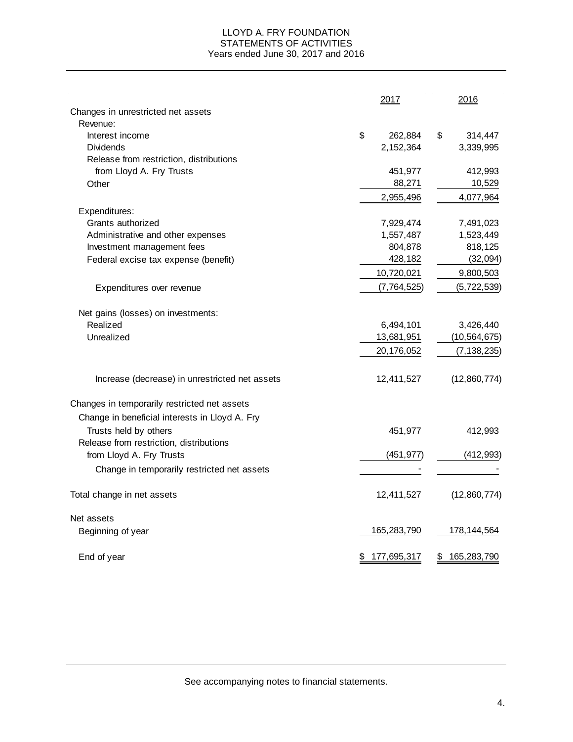# LLOYD A. FRY FOUNDATION
## STATEMENTS OF ACTIVITIES
### Years ended June 30, 2017 and 2016

| | 2017 | 2016 |
|---|---|---|
| Changes in unrestricted net assets | | |
| Revenue: | | |
| Interest income | $ 262,884 | $ 314,447 |
| Dividends | 2,152,364 | 3,339,995 |
| Release from restriction, distributions from Lloyd A. Fry Trusts | 451,977 | 412,993 |
| Other | 88,271 | 10,529 |
| | 2,955,496 | 4,077,964 |
| Expenditures: | | |
| Grants authorized | 7,929,474 | 7,491,023 |
| Administrative and other expenses | 1,557,487 | 1,523,449 |
| Investment management fees | 804,878 | 818,125 |
| Federal excise tax expense (benefit) | 428,182 | (32,094) |
| | 10,720,021 | 9,800,503 |
| Expenditures over revenue | (7,764,525) | (5,722,539) |
| Net gains (losses) on investments: | | |
| Realized | 6,494,101 | 3,426,440 |
| Unrealized | 13,681,951 | (10,564,675) |
| | 20,176,052 | (7,138,235) |
| Increase (decrease) in unrestricted net assets | 12,411,527 | (12,860,774) |
| Changes in temporarily restricted net assets | | |
| Change in beneficial interests in Lloyd A. Fry Trusts held by others | 451,977 | 412,993 |
| Release from restriction, distributions from Lloyd A. Fry Trusts | (451,977) | (412,993) |
| Change in temporarily restricted net assets | - | - |
| Total change in net assets | 12,411,527 | (12,860,774) |
| Net assets | | |
| Beginning of year | 165,283,790 | 178,144,564 |
| End of year | $ 177,695,317 | $ 165,283,790 |

See accompanying notes to financial statements.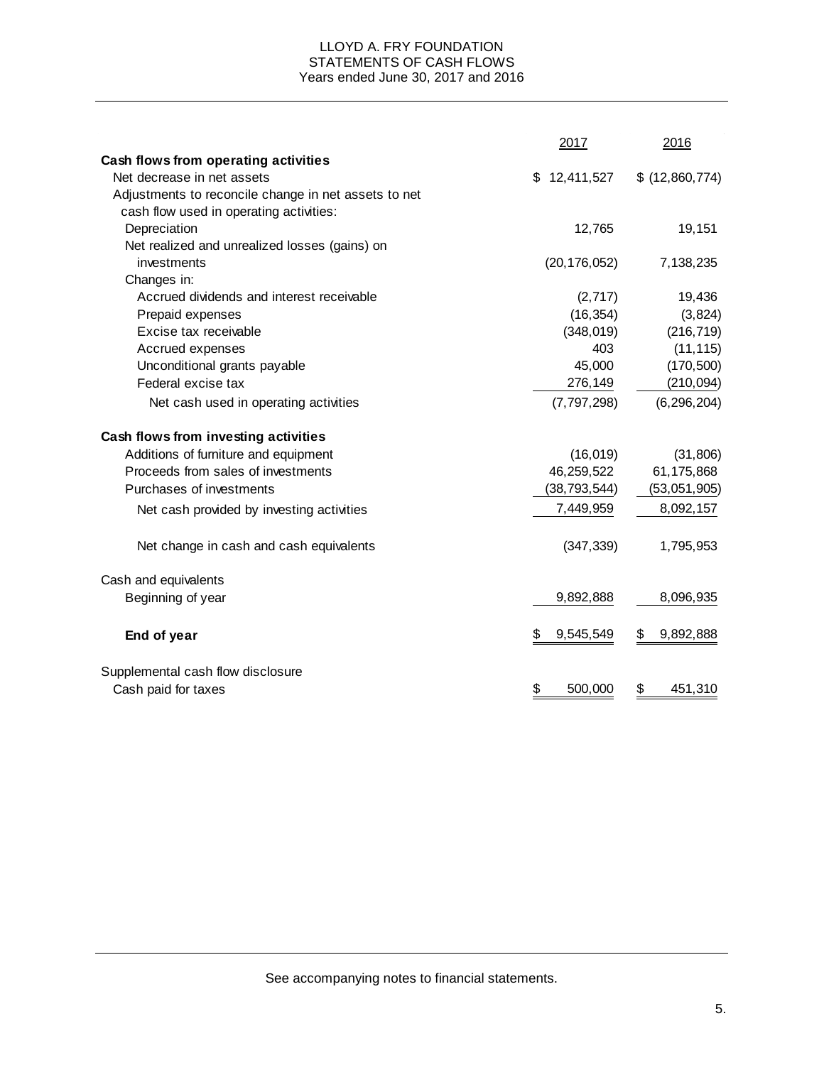LLOYD A. FRY FOUNDATION
STATEMENTS OF CASH FLOWS
Years ended June 30, 2017 and 2016

| | 2017 | 2016 |
|---|---|---|
| **Cash flows from operating activities** | | |
| Net decrease in net assets | $ 12,411,527 | $ (12,860,774) |
| Adjustments to reconcile change in net assets to net cash flow used in operating activities: | | |
| Depreciation | 12,765 | 19,151 |
| Net realized and unrealized losses (gains) on investments | (20,176,052) | 7,138,235 |
| Changes in: | | |
| Accrued dividends and interest receivable | (2,717) | 19,436 |
| Prepaid expenses | (16,354) | (3,824) |
| Excise tax receivable | (348,019) | (216,719) |
| Accrued expenses | 403 | (11,115) |
| Unconditional grants payable | 45,000 | (170,500) |
| Federal excise tax | 276,149 | (210,094) |
| Net cash used in operating activities | (7,797,298) | (6,296,204) |
| **Cash flows from investing activities** | | |
| Additions of furniture and equipment | (16,019) | (31,806) |
| Proceeds from sales of investments | 46,259,522 | 61,175,868 |
| Purchases of investments | (38,793,544) | (53,051,905) |
| Net cash provided by investing activities | 7,449,959 | 8,092,157 |
| Net change in cash and cash equivalents | (347,339) | 1,795,953 |
| Cash and equivalents | | |
| Beginning of year | 9,892,888 | 8,096,935 |
| **End of year** | $ 9,545,549 | $ 9,892,888 |
| Supplemental cash flow disclosure | | |
| Cash paid for taxes | $ 500,000 | $ 451,310 |

See accompanying notes to financial statements.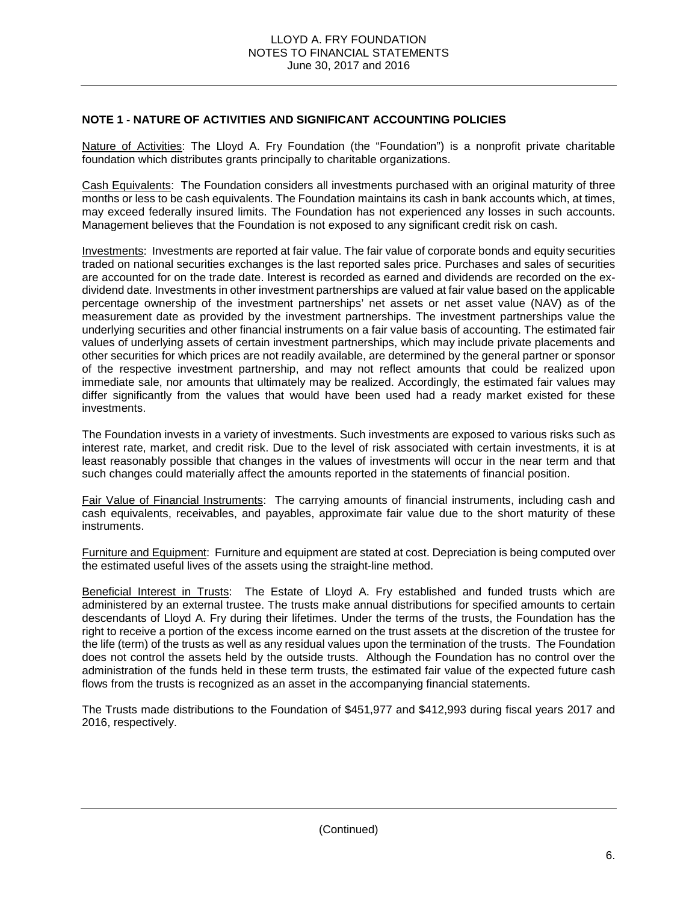## NOTE 1 - NATURE OF ACTIVITIES AND SIGNIFICANT ACCOUNTING POLICIES

Nature of Activities: The Lloyd A. Fry Foundation (the "Foundation") is a nonprofit private charitable foundation which distributes grants principally to charitable organizations.

Cash Equivalents: The Foundation considers all investments purchased with an original maturity of three months or less to be cash equivalents. The Foundation maintains its cash in bank accounts which, at times, may exceed federally insured limits. The Foundation has not experienced any losses in such accounts. Management believes that the Foundation is not exposed to any significant credit risk on cash.

Investments: Investments are reported at fair value. The fair value of corporate bonds and equity securities traded on national securities exchanges is the last reported sales price. Purchases and sales of securities are accounted for on the trade date. Interest is recorded as earned and dividends are recorded on the ex-dividend date. Investments in other investment partnerships are valued at fair value based on the applicable percentage ownership of the investment partnerships' net assets or net asset value (NAV) as of the measurement date as provided by the investment partnerships. The investment partnerships value the underlying securities and other financial instruments on a fair value basis of accounting. The estimated fair values of underlying assets of certain investment partnerships, which may include private placements and other securities for which prices are not readily available, are determined by the general partner or sponsor of the respective investment partnership, and may not reflect amounts that could be realized upon immediate sale, nor amounts that ultimately may be realized. Accordingly, the estimated fair values may differ significantly from the values that would have been used had a ready market existed for these investments.

The Foundation invests in a variety of investments. Such investments are exposed to various risks such as interest rate, market, and credit risk. Due to the level of risk associated with certain investments, it is at least reasonably possible that changes in the values of investments will occur in the near term and that such changes could materially affect the amounts reported in the statements of financial position.

Fair Value of Financial Instruments: The carrying amounts of financial instruments, including cash and cash equivalents, receivables, and payables, approximate fair value due to the short maturity of these instruments.

Furniture and Equipment: Furniture and equipment are stated at cost. Depreciation is being computed over the estimated useful lives of the assets using the straight-line method.

Beneficial Interest in Trusts: The Estate of Lloyd A. Fry established and funded trusts which are administered by an external trustee. The trusts make annual distributions for specified amounts to certain descendants of Lloyd A. Fry during their lifetimes. Under the terms of the trusts, the Foundation has the right to receive a portion of the excess income earned on the trust assets at the discretion of the trustee for the life (term) of the trusts as well as any residual values upon the termination of the trusts. The Foundation does not control the assets held by the outside trusts. Although the Foundation has no control over the administration of the funds held in these term trusts, the estimated fair value of the expected future cash flows from the trusts is recognized as an asset in the accompanying financial statements.

The Trusts made distributions to the Foundation of $451,977 and $412,993 during fiscal years 2017 and 2016, respectively.

(Continued)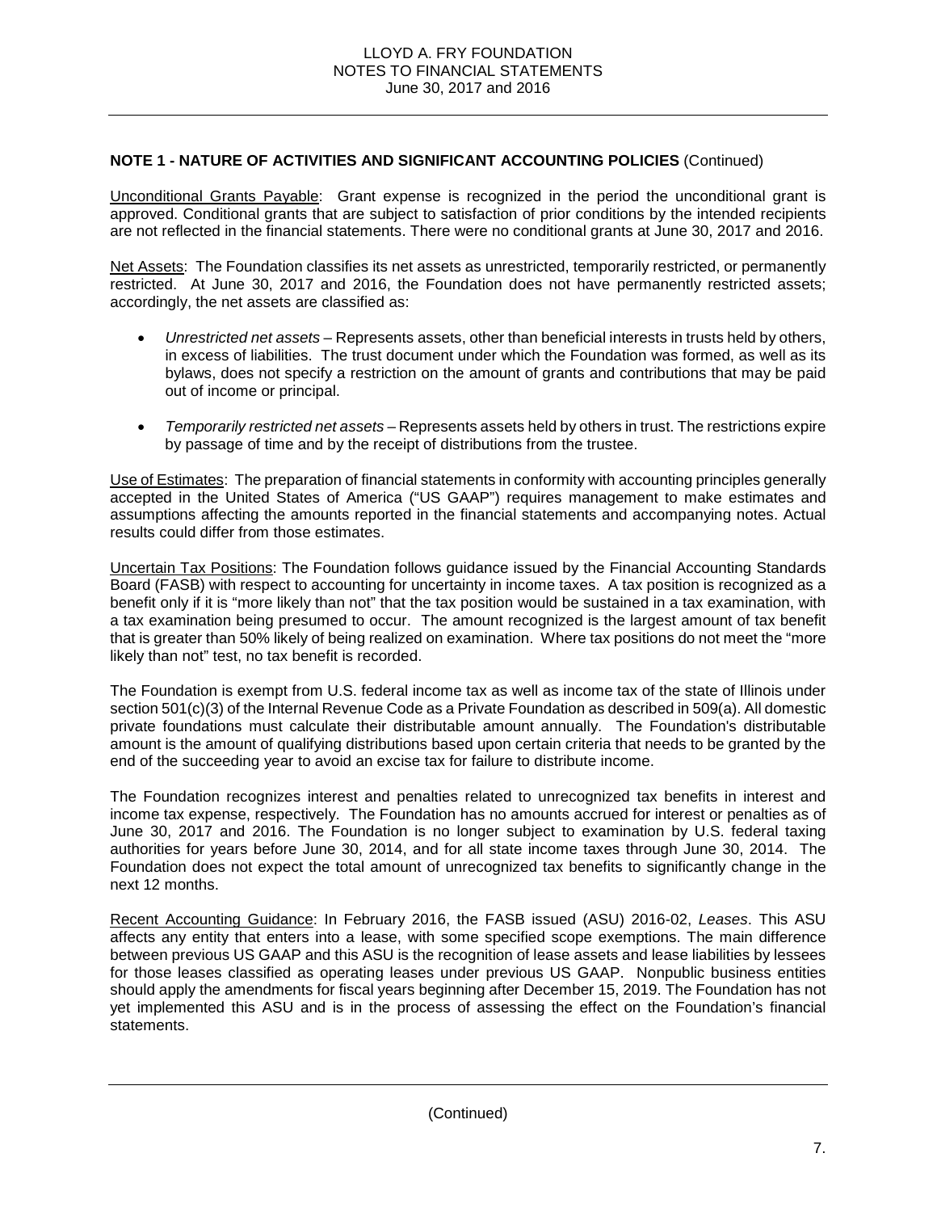**NOTE 1 - NATURE OF ACTIVITIES AND SIGNIFICANT ACCOUNTING POLICIES** (Continued)

Unconditional Grants Payable: Grant expense is recognized in the period the unconditional grant is approved. Conditional grants that are subject to satisfaction of prior conditions by the intended recipients are not reflected in the financial statements. There were no conditional grants at June 30, 2017 and 2016.

Net Assets: The Foundation classifies its net assets as unrestricted, temporarily restricted, or permanently restricted. At June 30, 2017 and 2016, the Foundation does not have permanently restricted assets; accordingly, the net assets are classified as:

- *Unrestricted net assets* – Represents assets, other than beneficial interests in trusts held by others, in excess of liabilities. The trust document under which the Foundation was formed, as well as its bylaws, does not specify a restriction on the amount of grants and contributions that may be paid out of income or principal.
- *Temporarily restricted net assets* – Represents assets held by others in trust. The restrictions expire by passage of time and by the receipt of distributions from the trustee.

Use of Estimates: The preparation of financial statements in conformity with accounting principles generally accepted in the United States of America ("US GAAP") requires management to make estimates and assumptions affecting the amounts reported in the financial statements and accompanying notes. Actual results could differ from those estimates.

Uncertain Tax Positions: The Foundation follows guidance issued by the Financial Accounting Standards Board (FASB) with respect to accounting for uncertainty in income taxes. A tax position is recognized as a benefit only if it is "more likely than not" that the tax position would be sustained in a tax examination, with a tax examination being presumed to occur. The amount recognized is the largest amount of tax benefit that is greater than 50% likely of being realized on examination. Where tax positions do not meet the "more likely than not" test, no tax benefit is recorded.

The Foundation is exempt from U.S. federal income tax as well as income tax of the state of Illinois under section 501(c)(3) of the Internal Revenue Code as a Private Foundation as described in 509(a). All domestic private foundations must calculate their distributable amount annually. The Foundation's distributable amount is the amount of qualifying distributions based upon certain criteria that needs to be granted by the end of the succeeding year to avoid an excise tax for failure to distribute income.

The Foundation recognizes interest and penalties related to unrecognized tax benefits in interest and income tax expense, respectively. The Foundation has no amounts accrued for interest or penalties as of June 30, 2017 and 2016. The Foundation is no longer subject to examination by U.S. federal taxing authorities for years before June 30, 2014, and for all state income taxes through June 30, 2014. The Foundation does not expect the total amount of unrecognized tax benefits to significantly change in the next 12 months.

Recent Accounting Guidance: In February 2016, the FASB issued (ASU) 2016-02, *Leases*. This ASU affects any entity that enters into a lease, with some specified scope exemptions. The main difference between previous US GAAP and this ASU is the recognition of lease assets and lease liabilities by lessees for those leases classified as operating leases under previous US GAAP. Nonpublic business entities should apply the amendments for fiscal years beginning after December 15, 2019. The Foundation has not yet implemented this ASU and is in the process of assessing the effect on the Foundation's financial statements.

(Continued)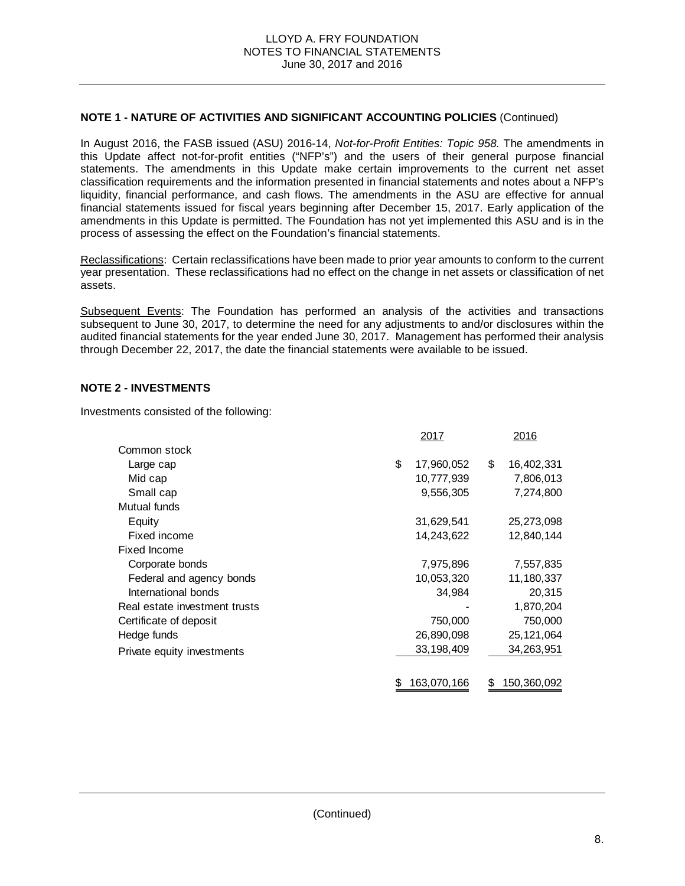## NOTE 1 - NATURE OF ACTIVITIES AND SIGNIFICANT ACCOUNTING POLICIES (Continued)

In August 2016, the FASB issued (ASU) 2016-14, *Not-for-Profit Entities: Topic 958.* The amendments in this Update affect not-for-profit entities ("NFP's") and the users of their general purpose financial statements. The amendments in this Update make certain improvements to the current net asset classification requirements and the information presented in financial statements and notes about a NFP's liquidity, financial performance, and cash flows. The amendments in the ASU are effective for annual financial statements issued for fiscal years beginning after December 15, 2017. Early application of the amendments in this Update is permitted. The Foundation has not yet implemented this ASU and is in the process of assessing the effect on the Foundation's financial statements.

Reclassifications: Certain reclassifications have been made to prior year amounts to conform to the current year presentation. These reclassifications had no effect on the change in net assets or classification of net assets.

Subsequent Events: The Foundation has performed an analysis of the activities and transactions subsequent to June 30, 2017, to determine the need for any adjustments to and/or disclosures within the audited financial statements for the year ended June 30, 2017. Management has performed their analysis through December 22, 2017, the date the financial statements were available to be issued.

## NOTE 2 - INVESTMENTS

Investments consisted of the following:

| | 2017 | 2016 |
|---|---|---|
| Common stock | | |
| Large cap | $ 17,960,052 | $ 16,402,331 |
| Mid cap | 10,777,939 | 7,806,013 |
| Small cap | 9,556,305 | 7,274,800 |
| Mutual funds | | |
| Equity | 31,629,541 | 25,273,098 |
| Fixed income | 14,243,622 | 12,840,144 |
| Fixed Income | | |
| Corporate bonds | 7,975,896 | 7,557,835 |
| Federal and agency bonds | 10,053,320 | 11,180,337 |
| International bonds | 34,984 | 20,315 |
| Real estate investment trusts | - | 1,870,204 |
| Certificate of deposit | 750,000 | 750,000 |
| Hedge funds | 26,890,098 | 25,121,064 |
| Private equity investments | 33,198,409 | 34,263,951 |
| | $ 163,070,166 | $ 150,360,092 |

(Continued)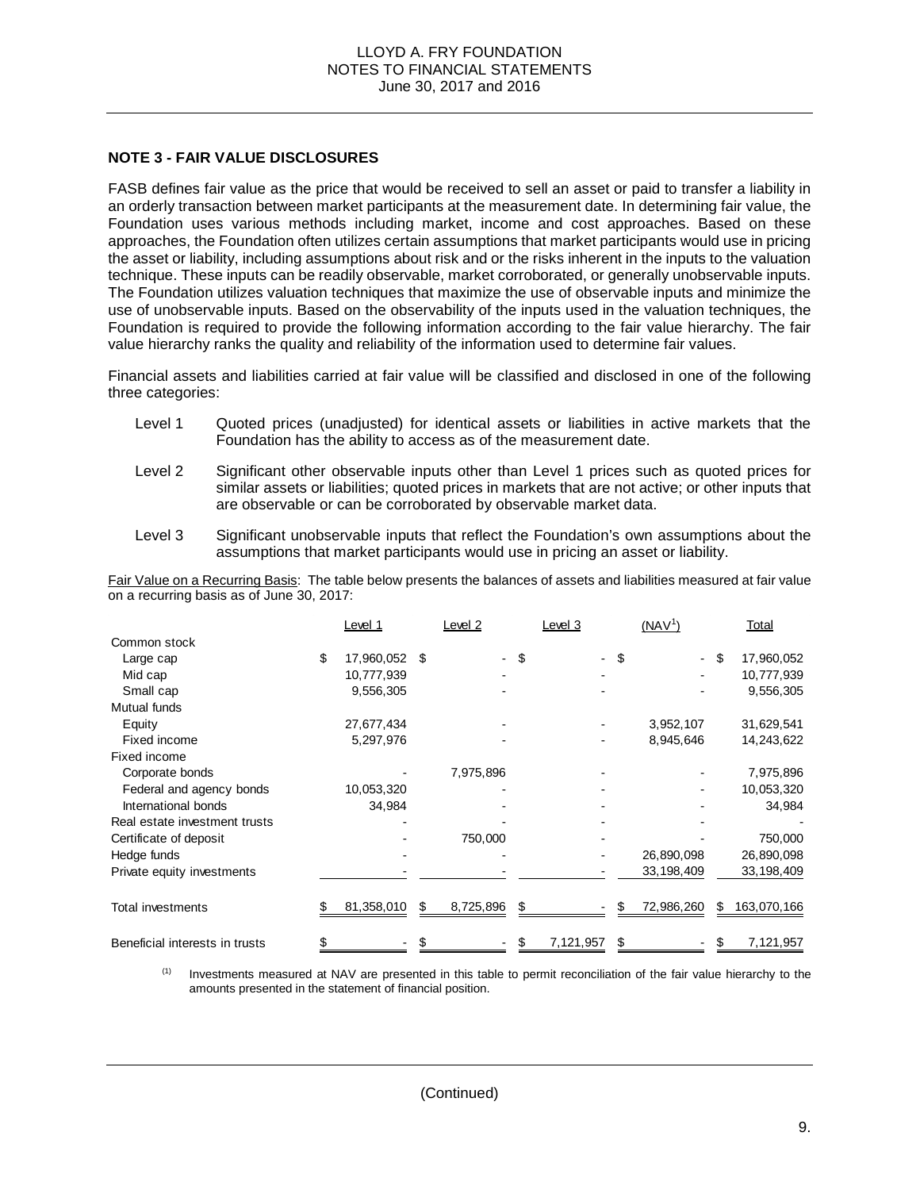## NOTE 3 - FAIR VALUE DISCLOSURES

FASB defines fair value as the price that would be received to sell an asset or paid to transfer a liability in an orderly transaction between market participants at the measurement date. In determining fair value, the Foundation uses various methods including market, income and cost approaches. Based on these approaches, the Foundation often utilizes certain assumptions that market participants would use in pricing the asset or liability, including assumptions about risk and or the risks inherent in the inputs to the valuation technique. These inputs can be readily observable, market corroborated, or generally unobservable inputs. The Foundation utilizes valuation techniques that maximize the use of observable inputs and minimize the use of unobservable inputs. Based on the observability of the inputs used in the valuation techniques, the Foundation is required to provide the following information according to the fair value hierarchy. The fair value hierarchy ranks the quality and reliability of the information used to determine fair values.

Financial assets and liabilities carried at fair value will be classified and disclosed in one of the following three categories:

- Level 1 Quoted prices (unadjusted) for identical assets or liabilities in active markets that the Foundation has the ability to access as of the measurement date.
- Level 2 Significant other observable inputs other than Level 1 prices such as quoted prices for similar assets or liabilities; quoted prices in markets that are not active; or other inputs that are observable or can be corroborated by observable market data.
- Level 3 Significant unobservable inputs that reflect the Foundation's own assumptions about the assumptions that market participants would use in pricing an asset or liability.

Fair Value on a Recurring Basis: The table below presents the balances of assets and liabilities measured at fair value on a recurring basis as of June 30, 2017:

| | Level 1 | Level 2 | Level 3 | (NAV[1]) | Total |
|---|---|---|---|---|---|
| Common stock | | | | | |
| Large cap | $ 17,960,052 | $ - | $ - | $ - | $ 17,960,052 |
| Mid cap | 10,777,939 | - | - | - | 10,777,939 |
| Small cap | 9,556,305 | - | - | - | 9,556,305 |
| Mutual funds | | | | | |
| Equity | 27,677,434 | - | - | 3,952,107 | 31,629,541 |
| Fixed income | 5,297,976 | - | - | 8,945,646 | 14,243,622 |
| Fixed income | | | | | |
| Corporate bonds | - | 7,975,896 | - | - | 7,975,896 |
| Federal and agency bonds | 10,053,320 | - | - | - | 10,053,320 |
| International bonds | 34,984 | - | - | - | 34,984 |
| Real estate investment trusts | - | - | - | - | - |
| Certificate of deposit | - | 750,000 | - | - | 750,000 |
| Hedge funds | - | - | - | 26,890,098 | 26,890,098 |
| Private equity investments | - | - | - | 33,198,409 | 33,198,409 |
| Total investments | $ 81,358,010 | $ 8,725,896 | $ - | $ 72,986,260 | $ 163,070,166 |
| Beneficial interests in trusts | $ - | $ - | $ 7,121,957 | $ - | $ 7,121,957 |

(1) Investments measured at NAV are presented in this table to permit reconciliation of the fair value hierarchy to the amounts presented in the statement of financial position.

(Continued)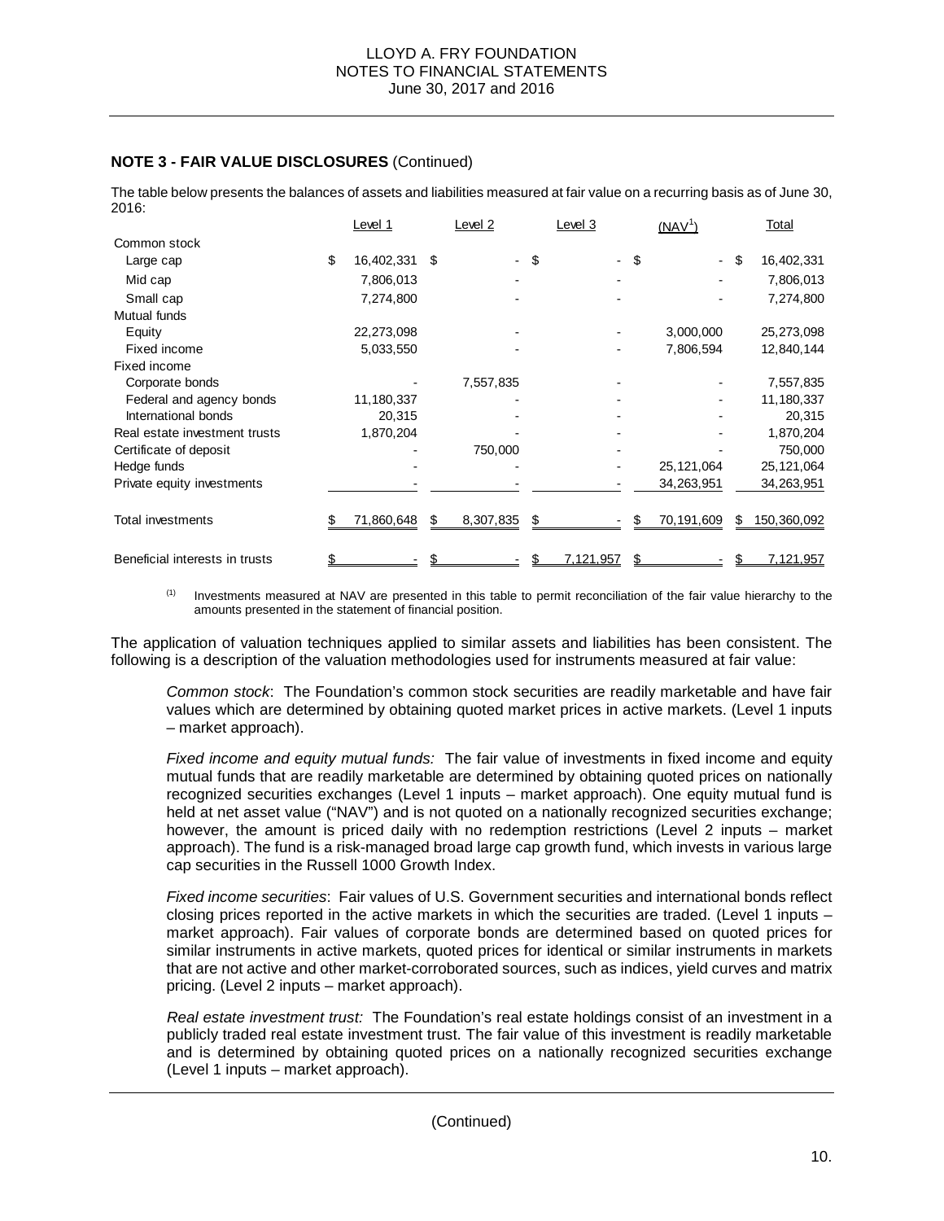## NOTE 3 - FAIR VALUE DISCLOSURES (Continued)

The table below presents the balances of assets and liabilities measured at fair value on a recurring basis as of June 30, 2016:

| | Level 1 | Level 2 | Level 3 | (NAV[1]) | Total |
|---|---|---|---|---|---|
| Common stock | | | | | |
| Large cap | $ 16,402,331 | $ - | $ - | $ - | $ 16,402,331 |
| Mid cap | 7,806,013 | - | - | - | 7,806,013 |
| Small cap | 7,274,800 | - | - | - | 7,274,800 |
| Mutual funds | | | | | |
| Equity | 22,273,098 | - | - | 3,000,000 | 25,273,098 |
| Fixed income | 5,033,550 | - | - | 7,806,594 | 12,840,144 |
| Fixed income | | | | | |
| Corporate bonds | - | 7,557,835 | - | - | 7,557,835 |
| Federal and agency bonds | 11,180,337 | - | - | - | 11,180,337 |
| International bonds | 20,315 | - | - | - | 20,315 |
| Real estate investment trusts | 1,870,204 | - | - | - | 1,870,204 |
| Certificate of deposit | - | 750,000 | - | - | 750,000 |
| Hedge funds | - | - | - | 25,121,064 | 25,121,064 |
| Private equity investments | - | - | - | 34,263,951 | 34,263,951 |
| Total investments | $ 71,860,648 | $ 8,307,835 | $ - | $ 70,191,609 | $ 150,360,092 |
| Beneficial interests in trusts | $ - | $ - | $ 7,121,957 | $ - | $ 7,121,957 |

(1) Investments measured at NAV are presented in this table to permit reconciliation of the fair value hierarchy to the amounts presented in the statement of financial position.

The application of valuation techniques applied to similar assets and liabilities has been consistent. The following is a description of the valuation methodologies used for instruments measured at fair value:

*Common stock*: The Foundation's common stock securities are readily marketable and have fair values which are determined by obtaining quoted market prices in active markets. (Level 1 inputs – market approach).

*Fixed income and equity mutual funds:* The fair value of investments in fixed income and equity mutual funds that are readily marketable are determined by obtaining quoted prices on nationally recognized securities exchanges (Level 1 inputs – market approach). One equity mutual fund is held at net asset value ("NAV") and is not quoted on a nationally recognized securities exchange; however, the amount is priced daily with no redemption restrictions (Level 2 inputs – market approach). The fund is a risk-managed broad large cap growth fund, which invests in various large cap securities in the Russell 1000 Growth Index.

*Fixed income securities*: Fair values of U.S. Government securities and international bonds reflect closing prices reported in the active markets in which the securities are traded. (Level 1 inputs – market approach). Fair values of corporate bonds are determined based on quoted prices for similar instruments in active markets, quoted prices for identical or similar instruments in markets that are not active and other market-corroborated sources, such as indices, yield curves and matrix pricing. (Level 2 inputs – market approach).

*Real estate investment trust:* The Foundation's real estate holdings consist of an investment in a publicly traded real estate investment trust. The fair value of this investment is readily marketable and is determined by obtaining quoted prices on a nationally recognized securities exchange (Level 1 inputs – market approach).

(Continued)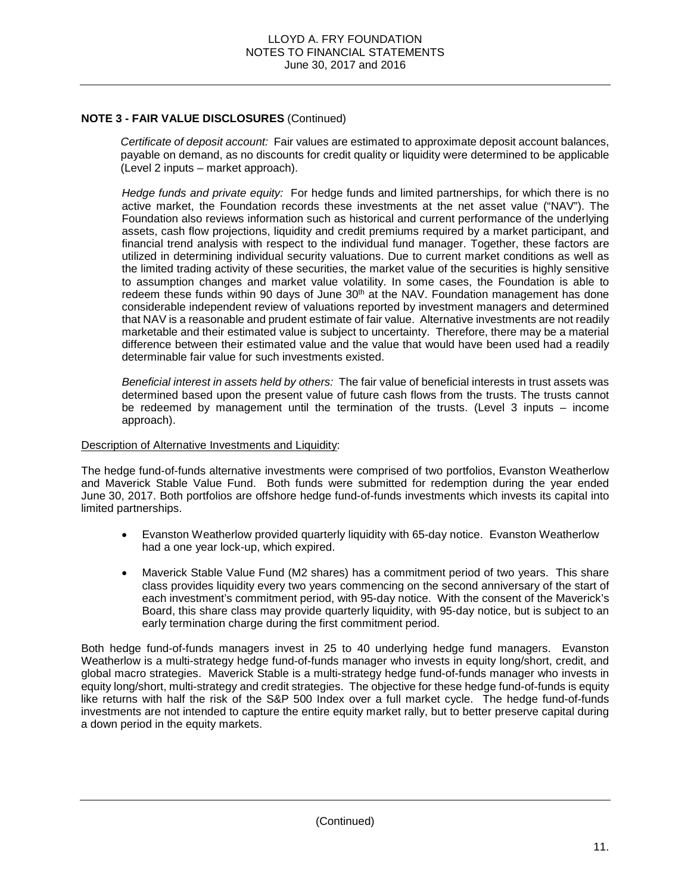**NOTE 3 - FAIR VALUE DISCLOSURES** (Continued)

*Certificate of deposit account:* Fair values are estimated to approximate deposit account balances, payable on demand, as no discounts for credit quality or liquidity were determined to be applicable (Level 2 inputs – market approach).

*Hedge funds and private equity:* For hedge funds and limited partnerships, for which there is no active market, the Foundation records these investments at the net asset value ("NAV"). The Foundation also reviews information such as historical and current performance of the underlying assets, cash flow projections, liquidity and credit premiums required by a market participant, and financial trend analysis with respect to the individual fund manager. Together, these factors are utilized in determining individual security valuations. Due to current market conditions as well as the limited trading activity of these securities, the market value of the securities is highly sensitive to assumption changes and market value volatility. In some cases, the Foundation is able to redeem these funds within 90 days of June 30th at the NAV. Foundation management has done considerable independent review of valuations reported by investment managers and determined that NAV is a reasonable and prudent estimate of fair value. Alternative investments are not readily marketable and their estimated value is subject to uncertainty. Therefore, there may be a material difference between their estimated value and the value that would have been used had a readily determinable fair value for such investments existed.

*Beneficial interest in assets held by others:* The fair value of beneficial interests in trust assets was determined based upon the present value of future cash flows from the trusts. The trusts cannot be redeemed by management until the termination of the trusts. (Level 3 inputs – income approach).

Description of Alternative Investments and Liquidity:

The hedge fund-of-funds alternative investments were comprised of two portfolios, Evanston Weatherlow and Maverick Stable Value Fund. Both funds were submitted for redemption during the year ended June 30, 2017. Both portfolios are offshore hedge fund-of-funds investments which invests its capital into limited partnerships.

- Evanston Weatherlow provided quarterly liquidity with 65-day notice. Evanston Weatherlow had a one year lock-up, which expired.
- Maverick Stable Value Fund (M2 shares) has a commitment period of two years. This share class provides liquidity every two years commencing on the second anniversary of the start of each investment's commitment period, with 95-day notice. With the consent of the Maverick's Board, this share class may provide quarterly liquidity, with 95-day notice, but is subject to an early termination charge during the first commitment period.

Both hedge fund-of-funds managers invest in 25 to 40 underlying hedge fund managers. Evanston Weatherlow is a multi-strategy hedge fund-of-funds manager who invests in equity long/short, credit, and global macro strategies. Maverick Stable is a multi-strategy hedge fund-of-funds manager who invests in equity long/short, multi-strategy and credit strategies. The objective for these hedge fund-of-funds is equity like returns with half the risk of the S&P 500 Index over a full market cycle. The hedge fund-of-funds investments are not intended to capture the entire equity market rally, but to better preserve capital during a down period in the equity markets.

(Continued)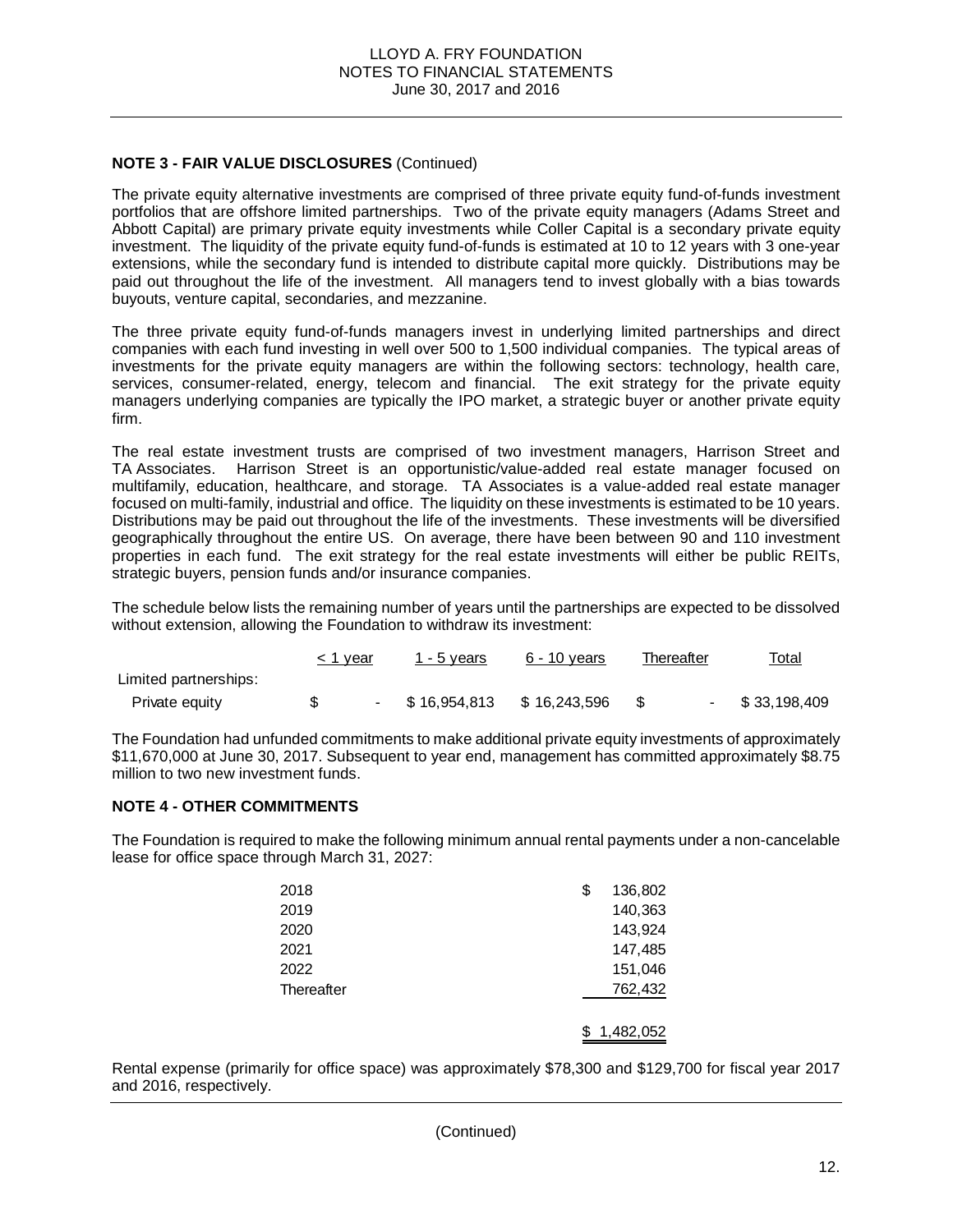**NOTE 3 - FAIR VALUE DISCLOSURES** (Continued)

The private equity alternative investments are comprised of three private equity fund-of-funds investment portfolios that are offshore limited partnerships. Two of the private equity managers (Adams Street and Abbott Capital) are primary private equity investments while Coller Capital is a secondary private equity investment. The liquidity of the private equity fund-of-funds is estimated at 10 to 12 years with 3 one-year extensions, while the secondary fund is intended to distribute capital more quickly. Distributions may be paid out throughout the life of the investment. All managers tend to invest globally with a bias towards buyouts, venture capital, secondaries, and mezzanine.

The three private equity fund-of-funds managers invest in underlying limited partnerships and direct companies with each fund investing in well over 500 to 1,500 individual companies. The typical areas of investments for the private equity managers are within the following sectors: technology, health care, services, consumer-related, energy, telecom and financial. The exit strategy for the private equity managers underlying companies are typically the IPO market, a strategic buyer or another private equity firm.

The real estate investment trusts are comprised of two investment managers, Harrison Street and TA Associates. Harrison Street is an opportunistic/value-added real estate manager focused on multifamily, education, healthcare, and storage. TA Associates is a value-added real estate manager focused on multi-family, industrial and office. The liquidity on these investments is estimated to be 10 years. Distributions may be paid out throughout the life of the investments. These investments will be diversified geographically throughout the entire US. On average, there have been between 90 and 110 investment properties in each fund. The exit strategy for the real estate investments will either be public REITs, strategic buyers, pension funds and/or insurance companies.

The schedule below lists the remaining number of years until the partnerships are expected to be dissolved without extension, allowing the Foundation to withdraw its investment:

| | < 1 year | 1 - 5 years | 6 - 10 years | Thereafter | Total |
|---|---|---|---|---|---|
| Limited partnerships: | | | | | |
| Private equity | $ - | $ 16,954,813 | $ 16,243,596 | $ - | $ 33,198,409 |

The Foundation had unfunded commitments to make additional private equity investments of approximately $11,670,000 at June 30, 2017. Subsequent to year end, management has committed approximately $8.75 million to two new investment funds.

**NOTE 4 - OTHER COMMITMENTS**

The Foundation is required to make the following minimum annual rental payments under a non-cancelable lease for office space through March 31, 2027:

| | |
|---|---|
| 2018 | $ 136,802 |
| 2019 | 140,363 |
| 2020 | 143,924 |
| 2021 | 147,485 |
| 2022 | 151,046 |
| Thereafter | 762,432 |
| | $ 1,482,052 |

Rental expense (primarily for office space) was approximately $78,300 and $129,700 for fiscal year 2017 and 2016, respectively.

(Continued)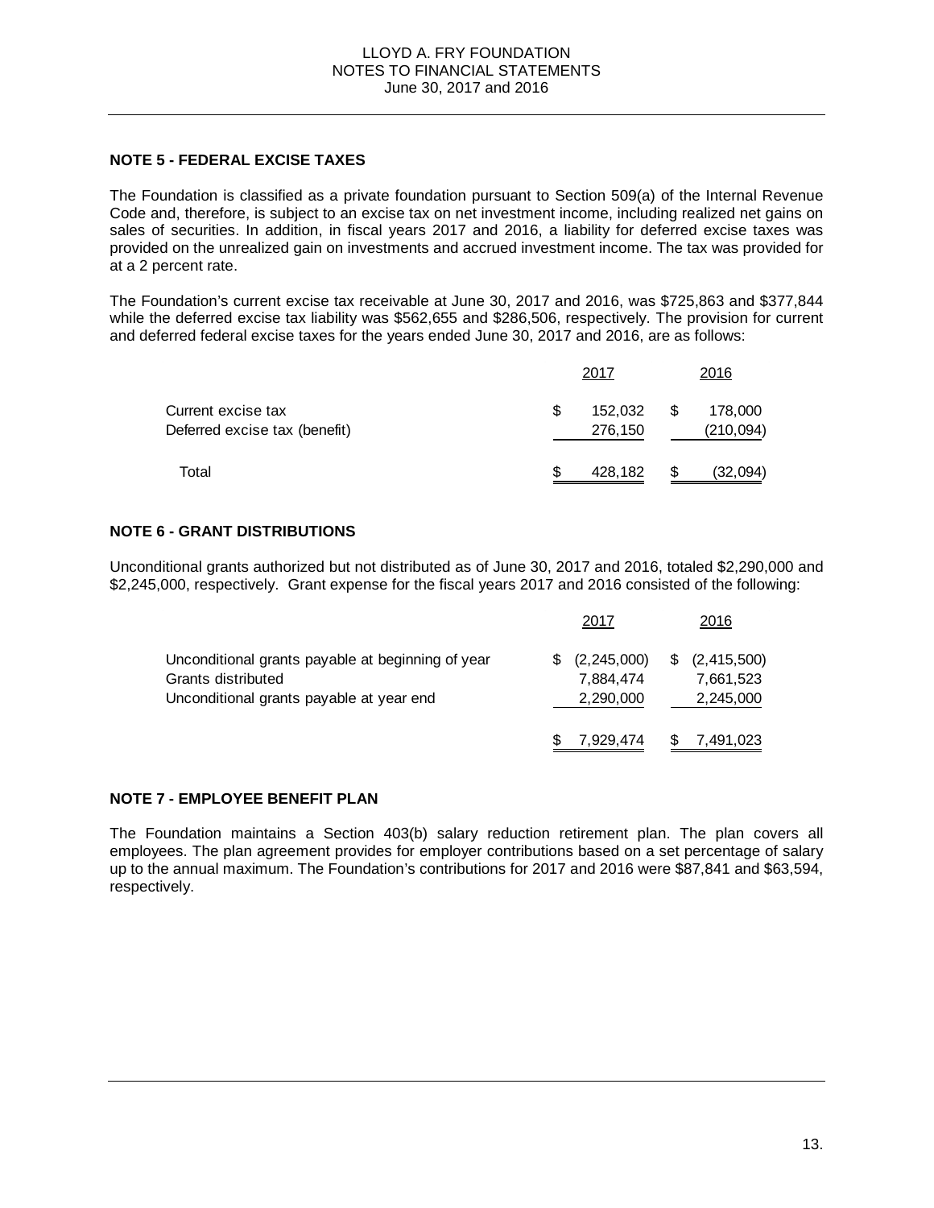## NOTE 5 - FEDERAL EXCISE TAXES

The Foundation is classified as a private foundation pursuant to Section 509(a) of the Internal Revenue Code and, therefore, is subject to an excise tax on net investment income, including realized net gains on sales of securities. In addition, in fiscal years 2017 and 2016, a liability for deferred excise taxes was provided on the unrealized gain on investments and accrued investment income. The tax was provided for at a 2 percent rate.

The Foundation's current excise tax receivable at June 30, 2017 and 2016, was $725,863 and $377,844 while the deferred excise tax liability was $562,655 and $286,506, respectively. The provision for current and deferred federal excise taxes for the years ended June 30, 2017 and 2016, are as follows:

| | 2017 | 2016 |
|---|---|---|
| Current excise tax | $ 152,032 | $ 178,000 |
| Deferred excise tax (benefit) | 276,150 | (210,094) |
| Total | $ 428,182 | $ (32,094) |

## NOTE 6 - GRANT DISTRIBUTIONS

Unconditional grants authorized but not distributed as of June 30, 2017 and 2016, totaled $2,290,000 and $2,245,000, respectively. Grant expense for the fiscal years 2017 and 2016 consisted of the following:

| | 2017 | 2016 |
|---|---|---|
| Unconditional grants payable at beginning of year | $ (2,245,000) | $ (2,415,500) |
| Grants distributed | 7,884,474 | 7,661,523 |
| Unconditional grants payable at year end | 2,290,000 | 2,245,000 |
| | $ 7,929,474 | $ 7,491,023 |

## NOTE 7 - EMPLOYEE BENEFIT PLAN

The Foundation maintains a Section 403(b) salary reduction retirement plan. The plan covers all employees. The plan agreement provides for employer contributions based on a set percentage of salary up to the annual maximum. The Foundation's contributions for 2017 and 2016 were $87,841 and $63,594, respectively.